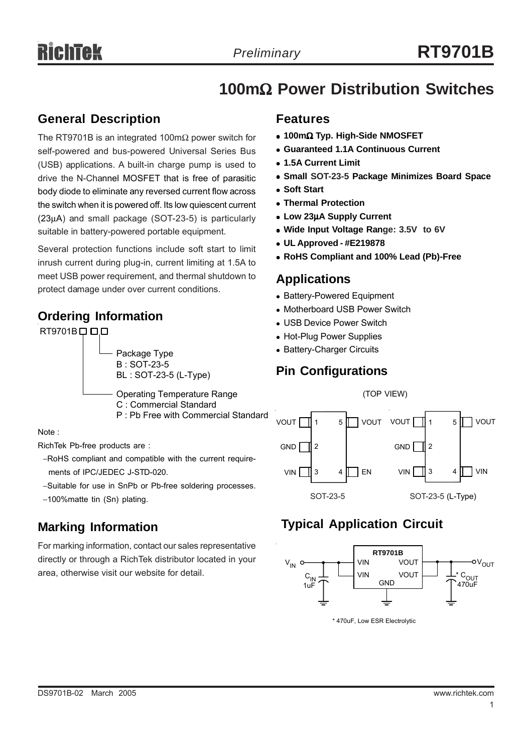# 100mΩ Power Distribution Switches

## General Description

The RT9701B is an integrated 100mΩ power switch for self-powered and bus-powered Universal Series Bus (USB) applications. A built-in charge pump is used to drive the N-Channel MOSFET that is free of parasitic body diode to eliminate any reversed current flow across the switch when it is powered off. Its low quiescent current (23μA) and small package (SOT-23-5) is particularly suitable in battery-powered portable equipment.

Several protection functions include soft start to limit inrush current during plug-in, current limiting at 1.5A to meet USB power requirement, and thermal shutdown to protect damage under over current conditions.

## Ordering Information

RT9701B□□□

- Package Type
  - B : SOT-23-5
  - BL : SOT-23-5 (L-Type)
- Operating Temperature Range
  - C : Commercial Standard
  - P : Pb Free with Commercial Standard

Note :

RichTek Pb-free products are :

- −RoHS compliant and compatible with the current requirements of IPC/JEDEC J-STD-020.
- −Suitable for use in SnPb or Pb-free soldering processes.
- −100%matte tin (Sn) plating.

## Marking Information

For marking information, contact our sales representative directly or through a RichTek distributor located in your area, otherwise visit our website for detail.

## Features

- **100mΩ Typ. High-Side NMOSFET**
- **Guaranteed 1.1A Continuous Current**
- **1.5A Current Limit**
- **Small SOT-23-5 Package Minimizes Board Space**
- **Soft Start**
- **Thermal Protection**
- **Low 23μA Supply Current**
- **Wide Input Voltage Range: 3.5V to 6V**
- **UL Approved - #E219878**
- **RoHS Compliant and 100% Lead (Pb)-Free**

## Applications

- Battery-Powered Equipment
- Motherboard USB Power Switch
- USB Device Power Switch
- Hot-Plug Power Supplies
- Battery-Charger Circuits

## Pin Configurations

(TOP VIEW)

SOT-23-5: 1 VOUT, 2 GND, 3 VIN, 4 EN, 5 VOUT

SOT-23-5 (L-Type): 1 VOUT, 2 GND, 3 VIN, 4 VIN, 5 VOUT

## Typical Application Circuit

RT9701B: $V_{IN}$ → VIN, VIN; VOUT, VOUT → $V_{OUT}$; GND; $C_{IN}$ 1uF; * $C_{OUT}$ 470uF

* 470uF, Low ESR Electrolytic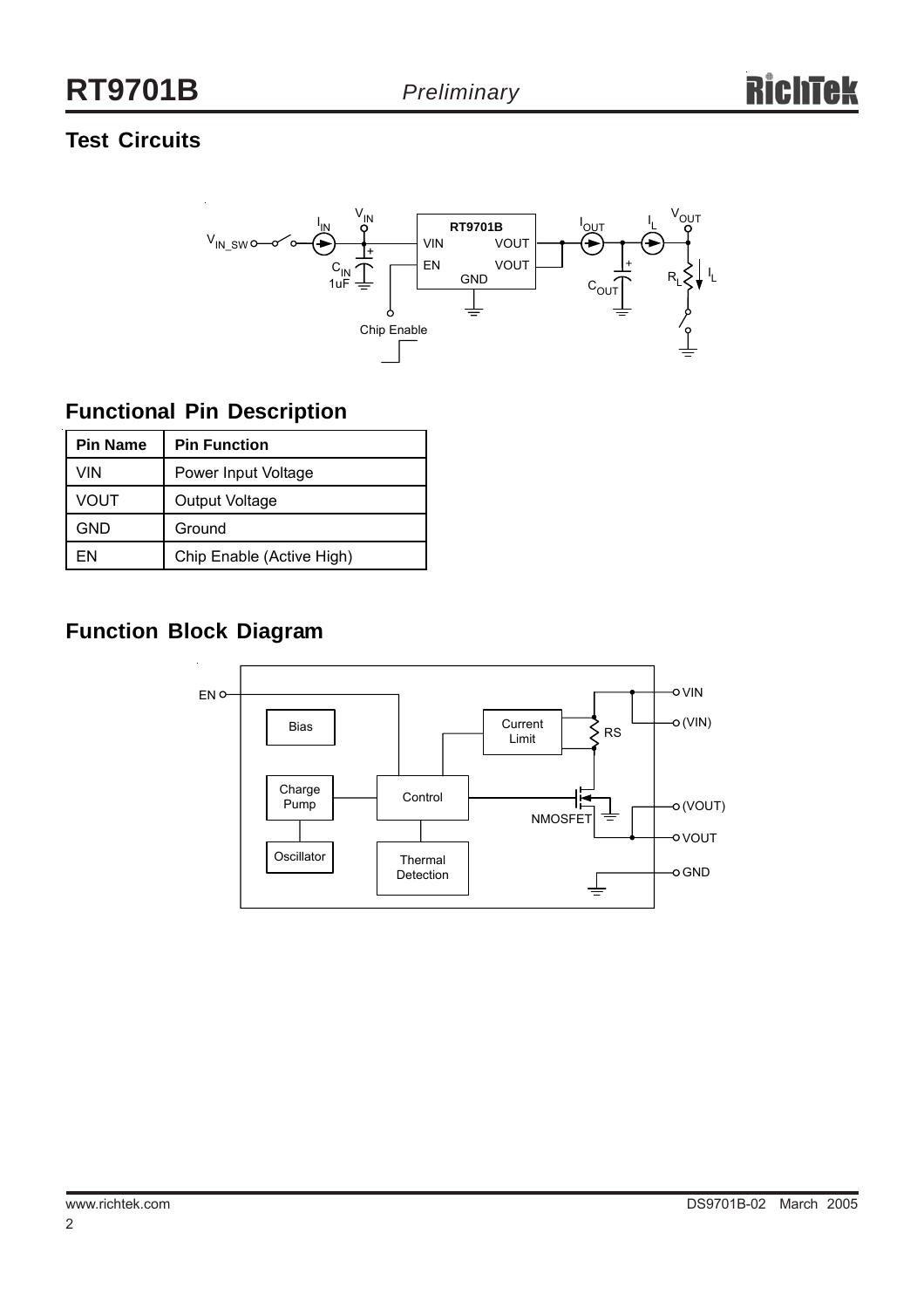## Test Circuits

## Functional Pin Description

| Pin Name | Pin Function |
|---|---|
| VIN | Power Input Voltage |
| VOUT | Output Voltage |
| GND | Ground |
| EN | Chip Enable (Active High) |

## Function Block Diagram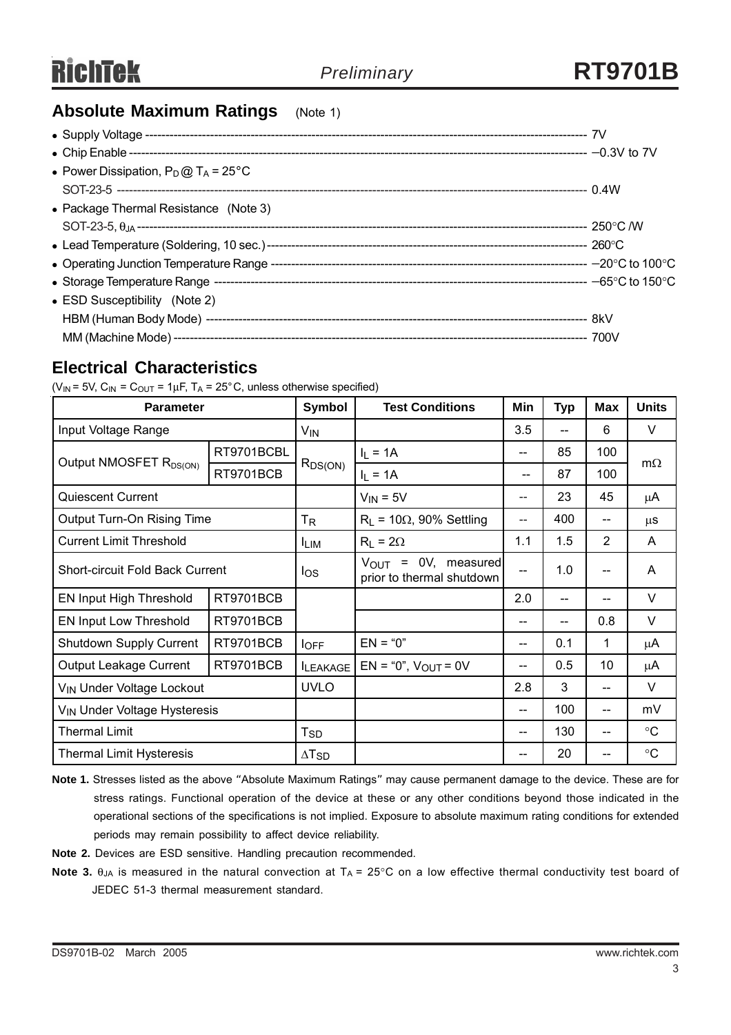## Absolute Maximum Ratings (Note 1)

- Supply Voltage ------------------------------------------------------------------------------------------------- 7V
- Chip Enable ------------------------------------------------------------------------------------------------------ −0.3V to 7V
- Power Dissipation, $P_D$ @ $T_A$ = 25°C
  SOT-23-5 ---------------------------------------------------------------------------------------------------------- 0.4W
- Package Thermal Resistance (Note 3)
  SOT-23-5, $\theta_{JA}$ ------------------------------------------------------------------------------------------------ 250°C /W
- Lead Temperature (Soldering, 10 sec.) ------------------------------------------------------------------------- 260°C
- Operating Junction Temperature Range ------------------------------------------------------------------------ −20°C to 100°C
- Storage Temperature Range ------------------------------------------------------------------------------------ −65°C to 150°C
- ESD Susceptibility (Note 2)
  HBM (Human Body Mode) ------------------------------------------------------------------------------------ 8kV
  MM (Machine Mode) ------------------------------------------------------------------------------------------- 700V

## Electrical Characteristics

($V_{IN}$ = 5V, $C_{IN}$ = $C_{OUT}$ = 1μF, $T_A$ = 25°C, unless otherwise specified)

| Parameter | | Symbol | Test Conditions | Min | Typ | Max | Units |
|---|---|---|---|---|---|---|---|
| Output NMOSFET $R_{DS(ON)}$ | RT9701BCBL | $R_{DS(ON)}$ | $I_L$ = 1A | -- | 85 | 100 | mΩ |
| | RT9701BCB | | $I_L$ = 1A | -- | 87 | 100 | |
| Input Voltage Range | | $V_{IN}$ | | 3.5 | -- | 6 | V |
| Quiescent Current | | | $V_{IN}$ = 5V | -- | 23 | 45 | μA |
| Output Turn-On Rising Time | | $T_R$ | $R_L$ = 10Ω, 90% Settling | -- | 400 | -- | μs |
| Current Limit Threshold | | $I_{LIM}$ | $R_L$ = 2Ω | 1.1 | 1.5 | 2 | A |
| Short-circuit Fold Back Current | | $I_{OS}$ | $V_{OUT}$ = 0V, measured prior to thermal shutdown | -- | 1.0 | -- | A |
| EN Input High Threshold | RT9701BCB | | | 2.0 | -- | -- | V |
| EN Input Low Threshold | RT9701BCB | | | -- | -- | 0.8 | V |
| Shutdown Supply Current | RT9701BCB | $I_{OFF}$ | EN = "0" | -- | 0.1 | 1 | μA |
| Output Leakage Current | RT9701BCB | $I_{LEAKAGE}$ | EN = "0", $V_{OUT}$ = 0V | -- | 0.5 | 10 | μA |
| $V_{IN}$ Under Voltage Lockout | | UVLO | | 2.8 | 3 | -- | V |
| $V_{IN}$ Under Voltage Hysteresis | | | | -- | 100 | -- | mV |
| Thermal Limit | | $T_{SD}$ | | -- | 130 | -- | °C |
| Thermal Limit Hysteresis | | $\Delta T_{SD}$ | | -- | 20 | -- | °C |

**Note 1.** Stresses listed as the above "Absolute Maximum Ratings" may cause permanent damage to the device. These are for stress ratings. Functional operation of the device at these or any other conditions beyond those indicated in the operational sections of the specifications is not implied. Exposure to absolute maximum rating conditions for extended periods may remain possibility to affect device reliability.

**Note 2.** Devices are ESD sensitive. Handling precaution recommended.

**Note 3.** $\theta_{JA}$ is measured in the natural convection at $T_A$ = 25°C on a low effective thermal conductivity test board of JEDEC 51-3 thermal measurement standard.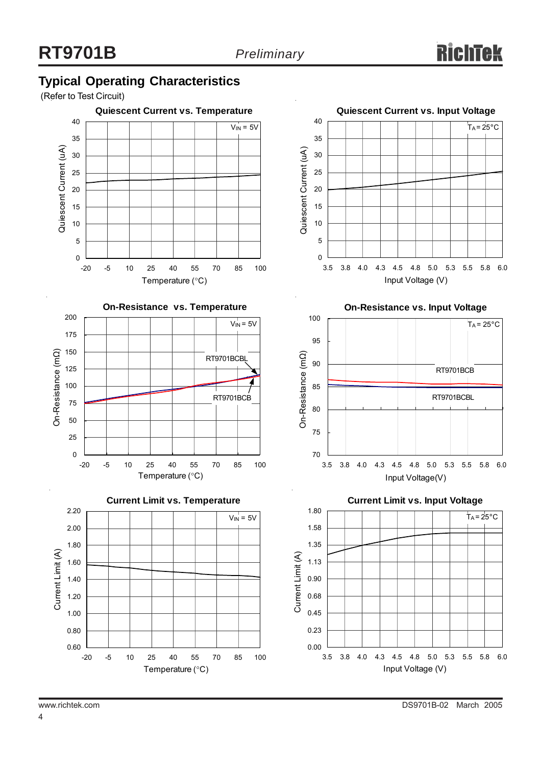## Typical Operating Characteristics

(Refer to Test Circuit)

**Quiescent Current vs. Temperature**

$V_{IN}$ = 5V

Quiescent Current (uA) vs. Temperature (°C)

**Quiescent Current vs. Input Voltage**

$T_A$ = 25°C

Quiescent Current (uA) vs. Input Voltage (V)

**On-Resistance vs. Temperature**

$V_{IN}$ = 5V

RT9701BCBL, RT9701BCB

On-Resistance (mΩ) vs. Temperature (°C)

**On-Resistance vs. Input Voltage**

$T_A$ = 25°C

RT9701BCB, RT9701BCBL

On-Resistance (mΩ) vs. Input Voltage(V)

**Current Limit vs. Temperature**

$V_{IN}$ = 5V

Current Limit (A) vs. Temperature (°C)

**Current Limit vs. Input Voltage**

$T_A$ = 25°C

Current Limit (A) vs. Input Voltage (V)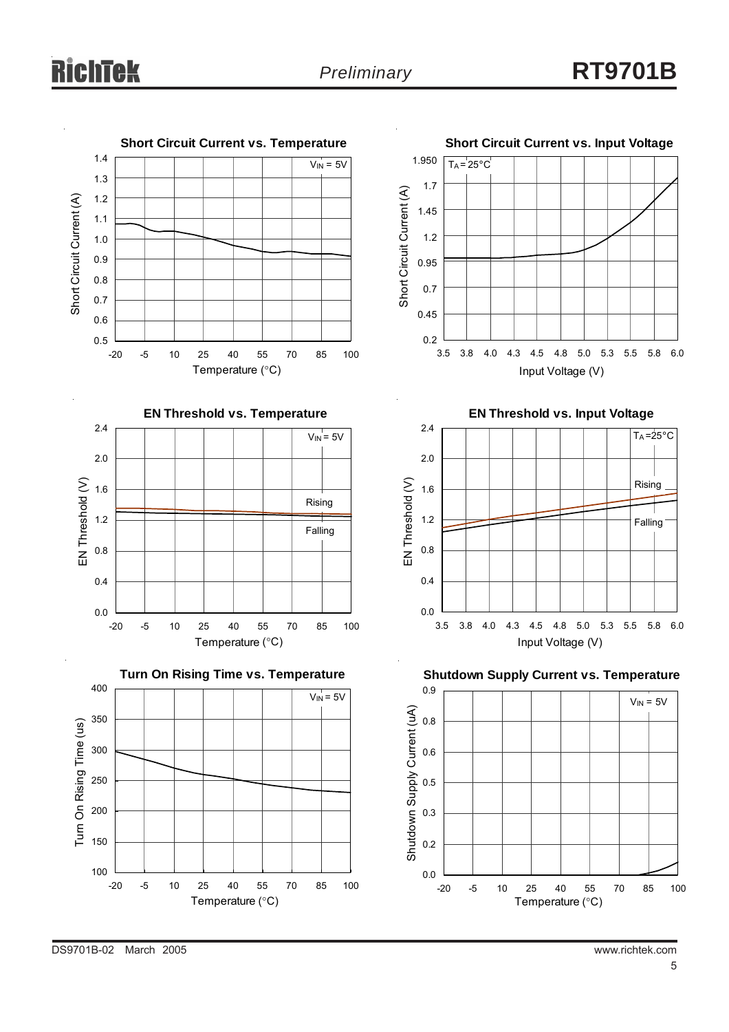**Short Circuit Current vs. Temperature**

Short Circuit Current (A) vs. Temperature (°C), $V_{IN}$ = 5V

**Short Circuit Current vs. Input Voltage**

Short Circuit Current (A) vs. Input Voltage (V), $T_A$ = 25°C

**EN Threshold vs. Temperature**

EN Threshold (V) vs. Temperature (°C), $V_{IN}$ = 5V (Rising, Falling)

**EN Threshold vs. Input Voltage**

EN Threshold (V) vs. Input Voltage (V), $T_A$ = 25°C (Rising, Falling)

**Turn On Rising Time vs. Temperature**

Turn On Rising Time (us) vs. Temperature (°C), $V_{IN}$ = 5V

**Shutdown Supply Current vs. Temperature**

Shutdown Supply Current (uA) vs. Temperature (°C), $V_{IN}$ = 5V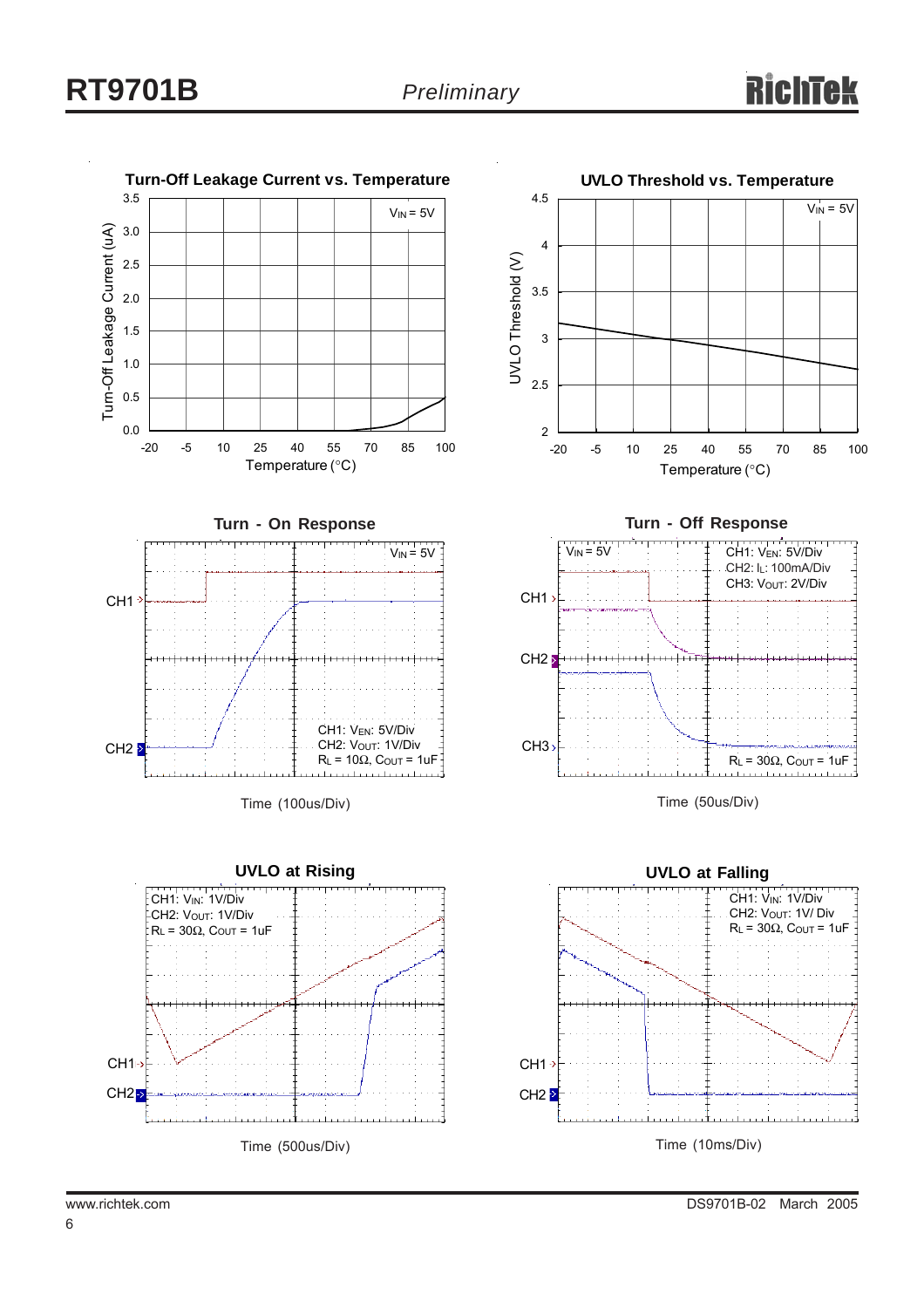**Turn-Off Leakage Current vs. Temperature**

$V_{IN}$ = 5V

Turn-Off Leakage Current (uA)

Temperature (°C)

**UVLO Threshold vs. Temperature**

$V_{IN}$ = 5V

UVLO Threshold (V)

Temperature (°C)

**Turn - On Response**

$V_{IN}$ = 5V

CH1: $V_{EN}$: 5V/Div
CH2: $V_{OUT}$: 1V/Div
$R_L$ = 10Ω, $C_{OUT}$ = 1uF

Time (100us/Div)

**Turn - Off Response**

$V_{IN}$ = 5V

CH1: $V_{EN}$: 5V/Div
CH2: $I_L$: 100mA/Div
CH3: $V_{OUT}$: 2V/Div

$R_L$ = 30Ω, $C_{OUT}$ = 1uF

Time (50us/Div)

**UVLO at Rising**

CH1: $V_{IN}$: 1V/Div
CH2: $V_{OUT}$: 1V/Div
$R_L$ = 30Ω, $C_{OUT}$ = 1uF

Time (500us/Div)

**UVLO at Falling**

CH1: $V_{IN}$: 1V/Div
CH2: $V_{OUT}$: 1V/ Div
$R_L$ = 30Ω, $C_{OUT}$ = 1uF

Time (10ms/Div)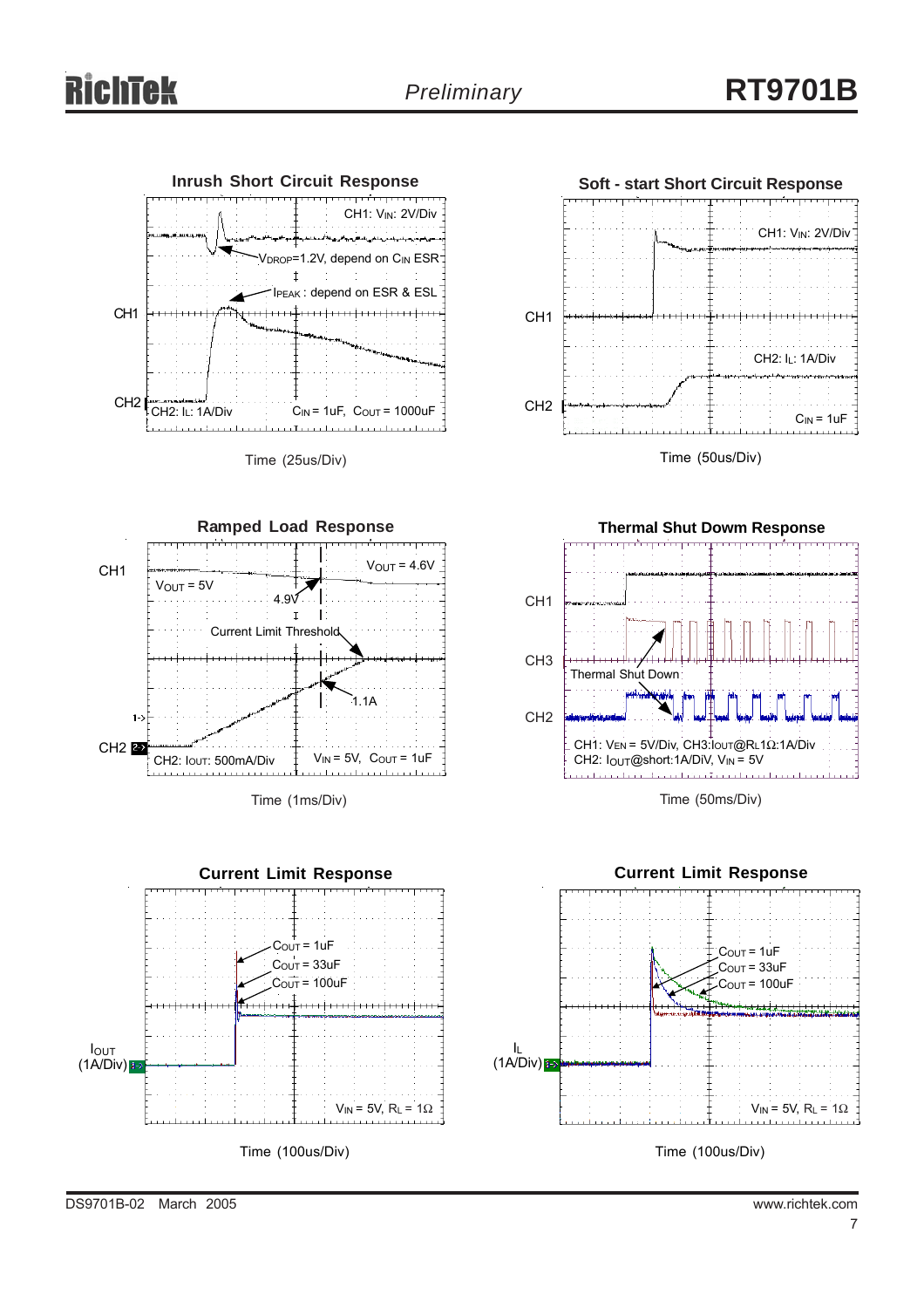## Inrush Short Circuit Response

CH1: $V_{IN}$: 2V/Div

$V_{DROP}$=1.2V, depend on $C_{IN}$ ESR

$I_{PEAK}$ : depend on ESR & ESL

CH1

CH2

CH2: $I_L$: 1A/Div

$C_{IN}$ = 1uF, $C_{OUT}$ = 1000uF

Time (25us/Div)

## Soft - start Short Circuit Response

CH1: $V_{IN}$: 2V/Div

CH1

CH2: $I_L$: 1A/Div

CH2

$C_{IN}$ = 1uF

Time (50us/Div)

## Ramped Load Response

CH1

$V_{OUT}$ = 4.6V

$V_{OUT}$ = 5V

4.9V

Current Limit Threshold

1.1A

CH2

CH2: $I_{OUT}$: 500mA/Div

$V_{IN}$ = 5V, $C_{OUT}$ = 1uF

Time (1ms/Div)

## Thermal Shut Dowm Response

CH1

CH3

Thermal Shut Down

CH2

CH1: $V_{EN}$ = 5V/Div, CH3: $I_{OUT}$@$R_L$1Ω:1A/Div

CH2: $I_{OUT}$@short:1A/DiV, $V_{IN}$ = 5V

Time (50ms/Div)

## Current Limit Response

$C_{OUT}$ = 1uF

$C_{OUT}$ = 33uF

$C_{OUT}$ = 100uF

$I_{OUT}$ (1A/Div)

$V_{IN}$ = 5V, $R_L$ = 1Ω

Time (100us/Div)

## Current Limit Response

$C_{OUT}$ = 1uF

$C_{OUT}$ = 33uF

$C_{OUT}$ = 100uF

$I_L$ (1A/Div)

$V_{IN}$ = 5V, $R_L$ = 1Ω

Time (100us/Div)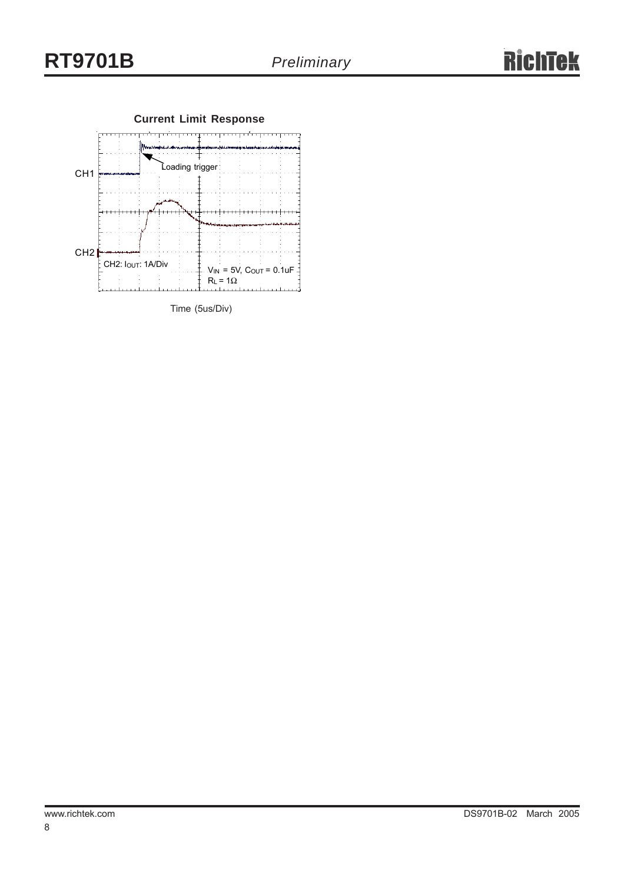**Current Limit Response**

CH1

Loading trigger

CH2

CH2: $I_{OUT}$: 1A/Div

$V_{IN}$ = 5V, $C_{OUT}$ = 0.1uF

$R_L$ = 1Ω

Time (5us/Div)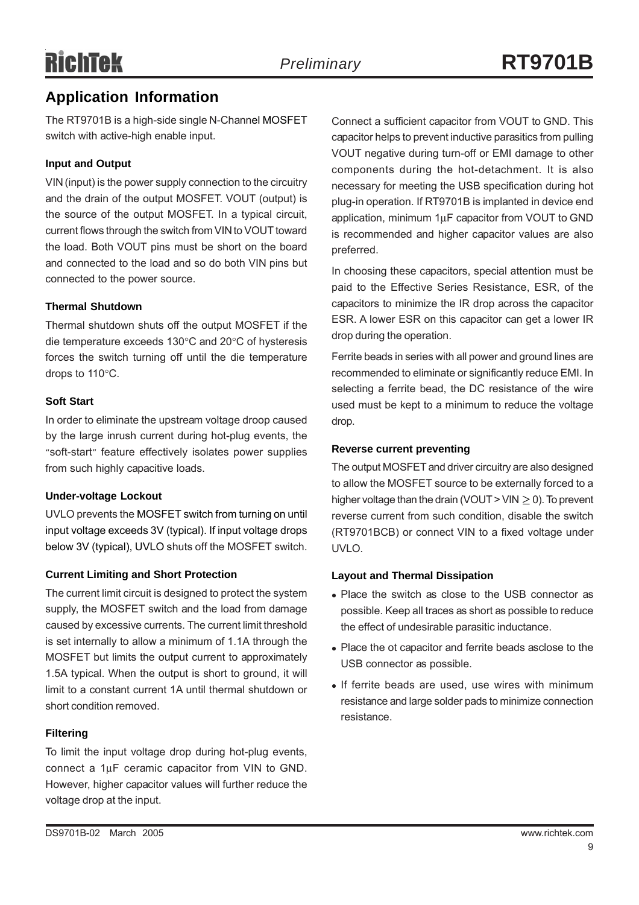## Application Information

The RT9701B is a high-side single N-Channel MOSFET switch with active-high enable input.

### Input and Output

VIN (input) is the power supply connection to the circuitry and the drain of the output MOSFET. VOUT (output) is the source of the output MOSFET. In a typical circuit, current flows through the switch from VIN to VOUT toward the load. Both VOUT pins must be short on the board and connected to the load and so do both VIN pins but connected to the power source.

### Thermal Shutdown

Thermal shutdown shuts off the output MOSFET if the die temperature exceeds 130°C and 20°C of hysteresis forces the switch turning off until the die temperature drops to 110°C.

### Soft Start

In order to eliminate the upstream voltage droop caused by the large inrush current during hot-plug events, the "soft-start" feature effectively isolates power supplies from such highly capacitive loads.

### Under-voltage Lockout

UVLO prevents the MOSFET switch from turning on until input voltage exceeds 3V (typical). If input voltage drops below 3V (typical), UVLO shuts off the MOSFET switch.

### Current Limiting and Short Protection

The current limit circuit is designed to protect the system supply, the MOSFET switch and the load from damage caused by excessive currents. The current limit threshold is set internally to allow a minimum of 1.1A through the MOSFET but limits the output current to approximately 1.5A typical. When the output is short to ground, it will limit to a constant current 1A until thermal shutdown or short condition removed.

### Filtering

To limit the input voltage drop during hot-plug events, connect a 1μF ceramic capacitor from VIN to GND. However, higher capacitor values will further reduce the voltage drop at the input.

Connect a sufficient capacitor from VOUT to GND. This capacitor helps to prevent inductive parasitics from pulling VOUT negative during turn-off or EMI damage to other components during the hot-detachment. It is also necessary for meeting the USB specification during hot plug-in operation. If RT9701B is implanted in device end application, minimum 1μF capacitor from VOUT to GND is recommended and higher capacitor values are also preferred.

In choosing these capacitors, special attention must be paid to the Effective Series Resistance, ESR, of the capacitors to minimize the IR drop across the capacitor ESR. A lower ESR on this capacitor can get a lower IR drop during the operation.

Ferrite beads in series with all power and ground lines are recommended to eliminate or significantly reduce EMI. In selecting a ferrite bead, the DC resistance of the wire used must be kept to a minimum to reduce the voltage drop.

### Reverse current preventing

The output MOSFET and driver circuitry are also designed to allow the MOSFET source to be externally forced to a higher voltage than the drain (VOUT > VIN $\geq$ 0). To prevent reverse current from such condition, disable the switch (RT9701BCB) or connect VIN to a fixed voltage under UVLO.

### Layout and Thermal Dissipation

- Place the switch as close to the USB connector as possible. Keep all traces as short as possible to reduce the effect of undesirable parasitic inductance.
- Place the ot capacitor and ferrite beads asclose to the USB connector as possible.
- If ferrite beads are used, use wires with minimum resistance and large solder pads to minimize connection resistance.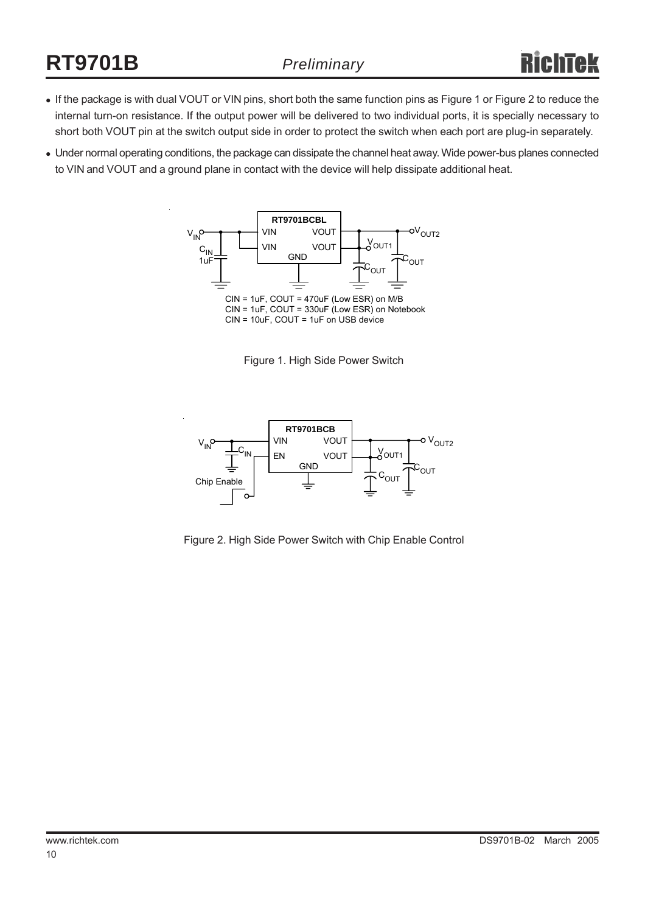- If the package is with dual VOUT or VIN pins, short both the same function pins as Figure 1 or Figure 2 to reduce the internal turn-on resistance. If the output power will be delivered to two individual ports, it is specially necessary to short both VOUT pin at the switch output side in order to protect the switch when each port are plug-in separately.
- Under normal operating conditions, the package can dissipate the channel heat away. Wide power-bus planes connected to VIN and VOUT and a ground plane in contact with the device will help dissipate additional heat.

CIN = 1uF, COUT = 470uF (Low ESR) on M/B
CIN = 1uF, COUT = 330uF (Low ESR) on Notebook
CIN = 10uF, COUT = 1uF on USB device

Figure 1. High Side Power Switch

Figure 2. High Side Power Switch with Chip Enable Control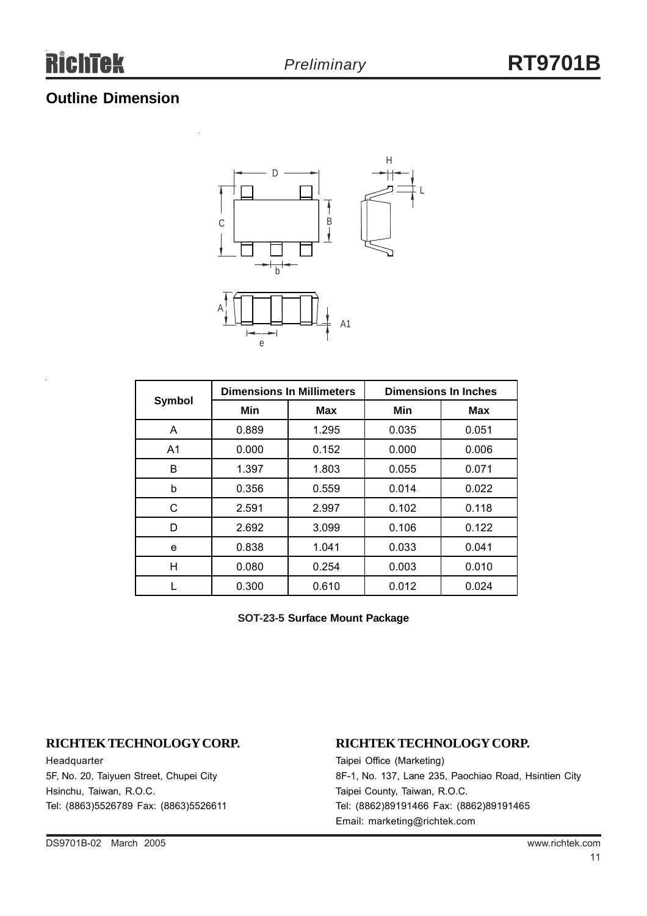## Outline Dimension

D

H

L

C

B

b

A

A1

e

| Symbol | Dimensions In Millimeters | | Dimensions In Inches | |
|---|---|---|---|---|
| | Min | Max | Min | Max |
| A | 0.889 | 1.295 | 0.035 | 0.051 |
| A1 | 0.000 | 0.152 | 0.000 | 0.006 |
| B | 1.397 | 1.803 | 0.055 | 0.071 |
| b | 0.356 | 0.559 | 0.014 | 0.022 |
| C | 2.591 | 2.997 | 0.102 | 0.118 |
| D | 2.692 | 3.099 | 0.106 | 0.122 |
| e | 0.838 | 1.041 | 0.033 | 0.041 |
| H | 0.080 | 0.254 | 0.003 | 0.010 |
| L | 0.300 | 0.610 | 0.012 | 0.024 |

**SOT-23-5 Surface Mount Package**

**RICHTEK TECHNOLOGY CORP.**

Headquarter
5F, No. 20, Taiyuen Street, Chupei City
Hsinchu, Taiwan, R.O.C.
Tel: (8863)5526789 Fax: (8863)5526611

**RICHTEK TECHNOLOGY CORP.**

Taipei Office (Marketing)
8F-1, No. 137, Lane 235, Paochiao Road, Hsintien City
Taipei County, Taiwan, R.O.C.
Tel: (8862)89191466 Fax: (8862)89191465
Email: marketing@richtek.com